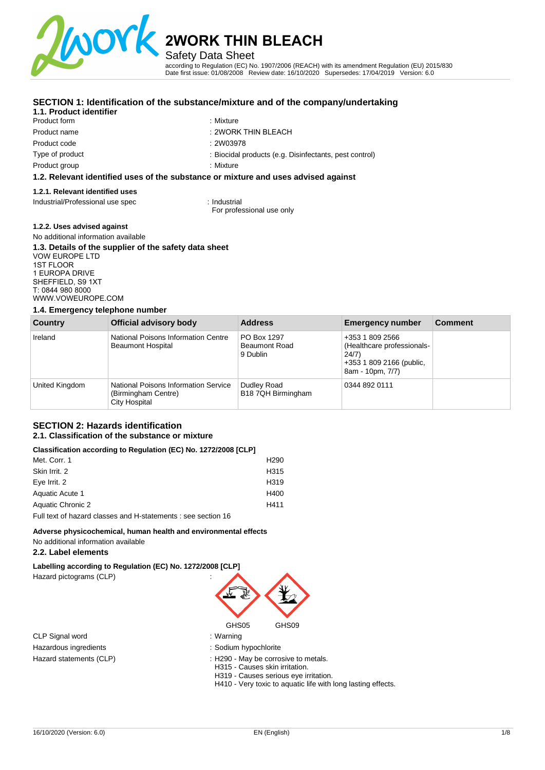# 2WORK THIN BLEACH

Safety Data Sheet

according to Regulation (EC) No. 1907/2006 (REACH) with its amendment Regulation (EU) 2015/830
Date first issue: 01/08/2008 Review date: 16/10/2020 Supersedes: 17/04/2019 Version: 6.0

## SECTION 1: Identification of the substance/mixture and of the company/undertaking

### 1.1. Product identifier

| | |
|---|---|
| Product form | : Mixture |
| Product name | : 2WORK THIN BLEACH |
| Product code | : 2W03978 |
| Type of product | : Biocidal products (e.g. Disinfectants, pest control) |
| Product group | : Mixture |

### 1.2. Relevant identified uses of the substance or mixture and uses advised against

#### 1.2.1. Relevant identified uses

Industrial/Professional use spec : Industrial
For professional use only

#### 1.2.2. Uses advised against

No additional information available

### 1.3. Details of the supplier of the safety data sheet

VOW EUROPE LTD
1ST FLOOR
1 EUROPA DRIVE
SHEFFIELD, S9 1XT
T: 0844 980 8000
WWW.VOWEUROPE.COM

### 1.4. Emergency telephone number

| Country | Official advisory body | Address | Emergency number | Comment |
|---|---|---|---|---|
| Ireland | National Poisons Information Centre Beaumont Hospital | PO Box 1297 Beaumont Road 9 Dublin | +353 1 809 2566 (Healthcare professionals- 24/7) +353 1 809 2166 (public, 8am - 10pm, 7/7) | |
| United Kingdom | National Poisons Information Service (Birmingham Centre) City Hospital | Dudley Road B18 7QH Birmingham | 0344 892 0111 | |

## SECTION 2: Hazards identification

### 2.1. Classification of the substance or mixture

**Classification according to Regulation (EC) No. 1272/2008 [CLP]**

| | |
|---|---|
| Met. Corr. 1 | H290 |
| Skin Irrit. 2 | H315 |
| Eye Irrit. 2 | H319 |
| Aquatic Acute 1 | H400 |
| Aquatic Chronic 2 | H411 |

Full text of hazard classes and H-statements : see section 16

**Adverse physicochemical, human health and environmental effects**

No additional information available

### 2.2. Label elements

**Labelling according to Regulation (EC) No. 1272/2008 [CLP]**

Hazard pictograms (CLP) :

GHS05 GHS09

| | |
|---|---|
| CLP Signal word | : Warning |
| Hazardous ingredients | : Sodium hypochlorite |
| Hazard statements (CLP) | : H290 - May be corrosive to metals.<br>H315 - Causes skin irritation.<br>H319 - Causes serious eye irritation.<br>H410 - Very toxic to aquatic life with long lasting effects. |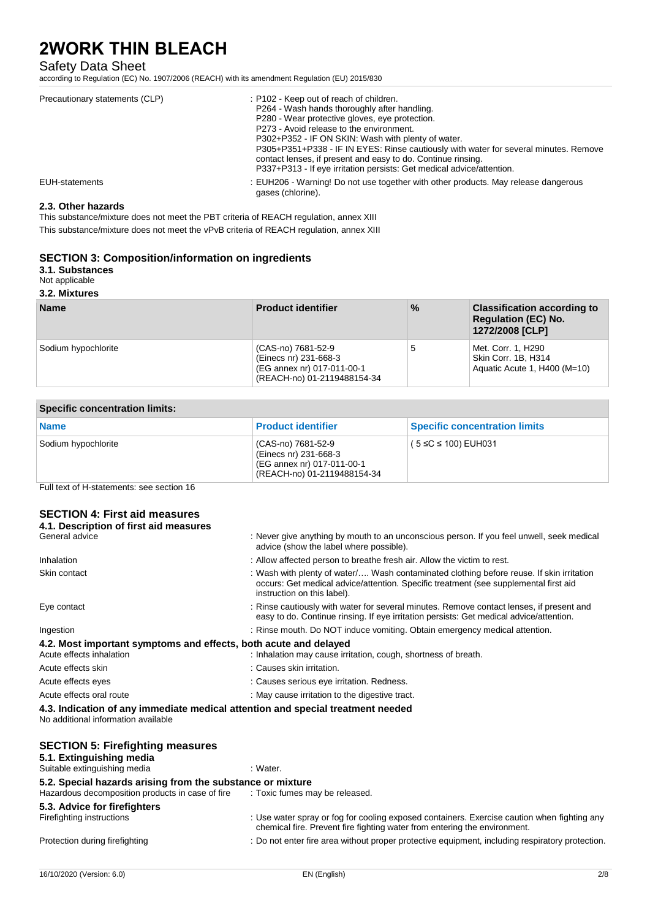| | |
|---|---|
| Precautionary statements (CLP) | : P102 - Keep out of reach of children.<br>P264 - Wash hands thoroughly after handling.<br>P280 - Wear protective gloves, eye protection.<br>P273 - Avoid release to the environment.<br>P302+P352 - IF ON SKIN: Wash with plenty of water.<br>P305+P351+P338 - IF IN EYES: Rinse cautiously with water for several minutes. Remove contact lenses, if present and easy to do. Continue rinsing.<br>P337+P313 - If eye irritation persists: Get medical advice/attention. |
| EUH-statements | : EUH206 - Warning! Do not use together with other products. May release dangerous gases (chlorine). |

### 2.3. Other hazards

This substance/mixture does not meet the PBT criteria of REACH regulation, annex XIII

This substance/mixture does not meet the vPvB criteria of REACH regulation, annex XIII

## SECTION 3: Composition/information on ingredients

### 3.1. Substances

Not applicable

### 3.2. Mixtures

| Name | Product identifier | % | Classification according to Regulation (EC) No. 1272/2008 [CLP] |
|---|---|---|---|
| Sodium hypochlorite | (CAS-no) 7681-52-9<br>(Einecs nr) 231-668-3<br>(EG annex nr) 017-011-00-1<br>(REACH-no) 01-2119488154-34 | 5 | Met. Corr. 1, H290<br>Skin Corr. 1B, H314<br>Aquatic Acute 1, H400 (M=10) |

| Specific concentration limits: | | |
|---|---|---|
| **Name** | **Product identifier** | **Specific concentration limits** |
| Sodium hypochlorite | (CAS-no) 7681-52-9<br>(Einecs nr) 231-668-3<br>(EG annex nr) 017-011-00-1<br>(REACH-no) 01-2119488154-34 | ( 5 ≤C ≤ 100) EUH031 |

Full text of H-statements: see section 16

## SECTION 4: First aid measures

### 4.1. Description of first aid measures

| | |
|---|---|
| General advice | : Never give anything by mouth to an unconscious person. If you feel unwell, seek medical advice (show the label where possible). |
| Inhalation | : Allow affected person to breathe fresh air. Allow the victim to rest. |
| Skin contact | : Wash with plenty of water/…. Wash contaminated clothing before reuse. If skin irritation occurs: Get medical advice/attention. Specific treatment (see supplemental first aid instruction on this label). |
| Eye contact | : Rinse cautiously with water for several minutes. Remove contact lenses, if present and easy to do. Continue rinsing. If eye irritation persists: Get medical advice/attention. |
| Ingestion | : Rinse mouth. Do NOT induce vomiting. Obtain emergency medical attention. |

### 4.2. Most important symptoms and effects, both acute and delayed

| | |
|---|---|
| Acute effects inhalation | : Inhalation may cause irritation, cough, shortness of breath. |
| Acute effects skin | : Causes skin irritation. |
| Acute effects eyes | : Causes serious eye irritation. Redness. |
| Acute effects oral route | : May cause irritation to the digestive tract. |

### 4.3. Indication of any immediate medical attention and special treatment needed

No additional information available

## SECTION 5: Firefighting measures

### 5.1. Extinguishing media

| | |
|---|---|
| Suitable extinguishing media | : Water. |

### 5.2. Special hazards arising from the substance or mixture

| | |
|---|---|
| Hazardous decomposition products in case of fire | : Toxic fumes may be released. |

### 5.3. Advice for firefighters

| | |
|---|---|
| Firefighting instructions | : Use water spray or fog for cooling exposed containers. Exercise caution when fighting any chemical fire. Prevent fire fighting water from entering the environment. |
| Protection during firefighting | : Do not enter fire area without proper protective equipment, including respiratory protection. |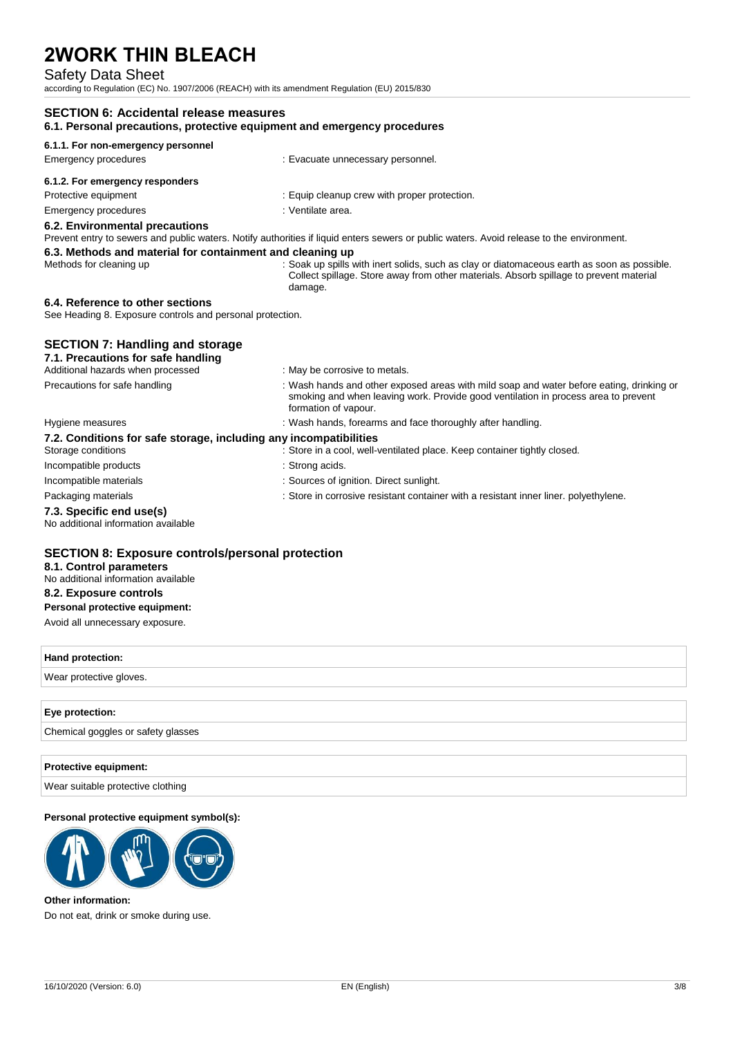## SECTION 6: Accidental release measures

### 6.1. Personal precautions, protective equipment and emergency procedures

#### 6.1.1. For non-emergency personnel

| | |
|---|---|
| Emergency procedures | : Evacuate unnecessary personnel. |

#### 6.1.2. For emergency responders

| | |
|---|---|
| Protective equipment | : Equip cleanup crew with proper protection. |
| Emergency procedures | : Ventilate area. |

### 6.2. Environmental precautions

Prevent entry to sewers and public waters. Notify authorities if liquid enters sewers or public waters. Avoid release to the environment.

### 6.3. Methods and material for containment and cleaning up

| | |
|---|---|
| Methods for cleaning up | : Soak up spills with inert solids, such as clay or diatomaceous earth as soon as possible. Collect spillage. Store away from other materials. Absorb spillage to prevent material damage. |

### 6.4. Reference to other sections

See Heading 8. Exposure controls and personal protection.

## SECTION 7: Handling and storage

### 7.1. Precautions for safe handling

| | |
|---|---|
| Additional hazards when processed | : May be corrosive to metals. |
| Precautions for safe handling | : Wash hands and other exposed areas with mild soap and water before eating, drinking or smoking and when leaving work. Provide good ventilation in process area to prevent formation of vapour. |
| Hygiene measures | : Wash hands, forearms and face thoroughly after handling. |

### 7.2. Conditions for safe storage, including any incompatibilities

| | |
|---|---|
| Storage conditions | : Store in a cool, well-ventilated place. Keep container tightly closed. |
| Incompatible products | : Strong acids. |
| Incompatible materials | : Sources of ignition. Direct sunlight. |
| Packaging materials | : Store in corrosive resistant container with a resistant inner liner. polyethylene. |

### 7.3. Specific end use(s)

No additional information available

## SECTION 8: Exposure controls/personal protection

### 8.1. Control parameters

No additional information available

### 8.2. Exposure controls

**Personal protective equipment:**

Avoid all unnecessary exposure.

| **Hand protection:** |
|---|
| Wear protective gloves. |

| **Eye protection:** |
|---|
| Chemical goggles or safety glasses |

| **Protective equipment:** |
|---|
| Wear suitable protective clothing |

**Personal protective equipment symbol(s):**

**Other information:**

Do not eat, drink or smoke during use.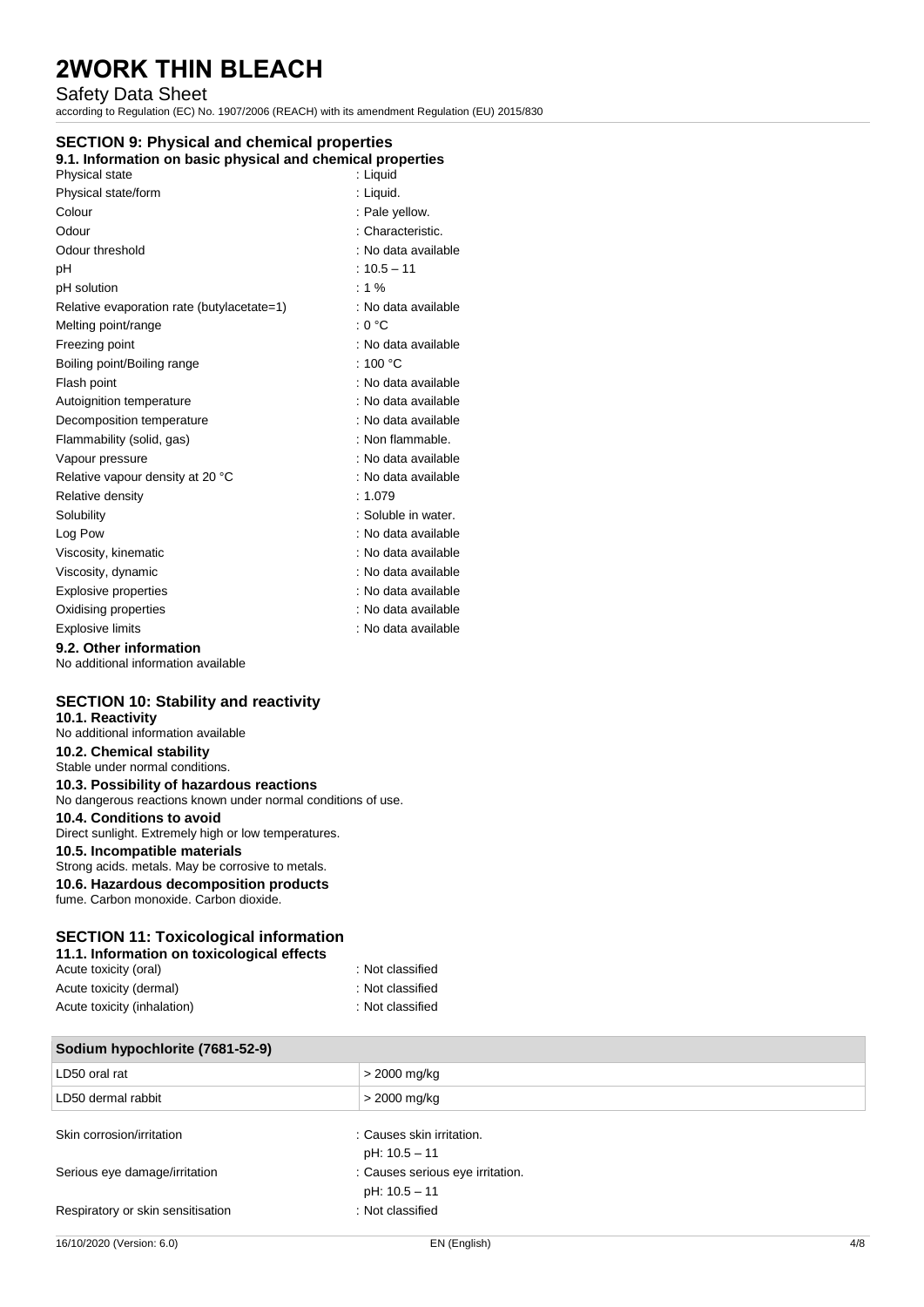# 2WORK THIN BLEACH

Safety Data Sheet

according to Regulation (EC) No. 1907/2006 (REACH) with its amendment Regulation (EU) 2015/830

## SECTION 9: Physical and chemical properties

### 9.1. Information on basic physical and chemical properties

| | |
|---|---|
| Physical state | : Liquid |
| Physical state/form | : Liquid. |
| Colour | : Pale yellow. |
| Odour | : Characteristic. |
| Odour threshold | : No data available |
| pH | : 10.5 – 11 |
| pH solution | : 1 % |
| Relative evaporation rate (butylacetate=1) | : No data available |
| Melting point/range | : 0 °C |
| Freezing point | : No data available |
| Boiling point/Boiling range | : 100 °C |
| Flash point | : No data available |
| Autoignition temperature | : No data available |
| Decomposition temperature | : No data available |
| Flammability (solid, gas) | : Non flammable. |
| Vapour pressure | : No data available |
| Relative vapour density at 20 °C | : No data available |
| Relative density | : 1.079 |
| Solubility | : Soluble in water. |
| Log Pow | : No data available |
| Viscosity, kinematic | : No data available |
| Viscosity, dynamic | : No data available |
| Explosive properties | : No data available |
| Oxidising properties | : No data available |
| Explosive limits | : No data available |

### 9.2. Other information

No additional information available

## SECTION 10: Stability and reactivity

### 10.1. Reactivity

No additional information available

### 10.2. Chemical stability

Stable under normal conditions.

### 10.3. Possibility of hazardous reactions

No dangerous reactions known under normal conditions of use.

### 10.4. Conditions to avoid

Direct sunlight. Extremely high or low temperatures.

### 10.5. Incompatible materials

Strong acids. metals. May be corrosive to metals.

### 10.6. Hazardous decomposition products

fume. Carbon monoxide. Carbon dioxide.

## SECTION 11: Toxicological information

### 11.1. Information on toxicological effects

| | |
|---|---|
| Acute toxicity (oral) | : Not classified |
| Acute toxicity (dermal) | : Not classified |
| Acute toxicity (inhalation) | : Not classified |

| Sodium hypochlorite (7681-52-9) | |
|---|---|
| LD50 oral rat | > 2000 mg/kg |
| LD50 dermal rabbit | > 2000 mg/kg |

| | |
|---|---|
| Skin corrosion/irritation | : Causes skin irritation.<br>pH: 10.5 – 11 |
| Serious eye damage/irritation | : Causes serious eye irritation.<br>pH: 10.5 – 11 |
| Respiratory or skin sensitisation | : Not classified |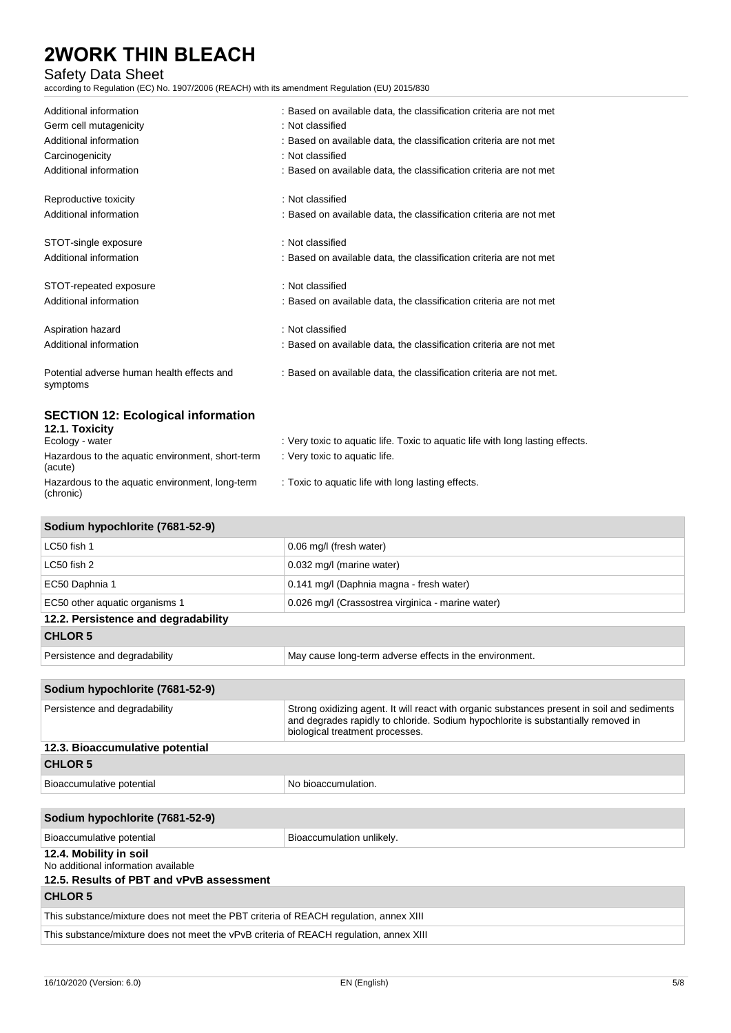| | |
|---|---|
| Additional information | : Based on available data, the classification criteria are not met |
| Germ cell mutagenicity | : Not classified |
| Additional information | : Based on available data, the classification criteria are not met |
| Carcinogenicity | : Not classified |
| Additional information | : Based on available data, the classification criteria are not met |
| Reproductive toxicity | : Not classified |
| Additional information | : Based on available data, the classification criteria are not met |
| STOT-single exposure | : Not classified |
| Additional information | : Based on available data, the classification criteria are not met |
| STOT-repeated exposure | : Not classified |
| Additional information | : Based on available data, the classification criteria are not met |
| Aspiration hazard | : Not classified |
| Additional information | : Based on available data, the classification criteria are not met |
| Potential adverse human health effects and symptoms | : Based on available data, the classification criteria are not met. |

## SECTION 12: Ecological information

### 12.1. Toxicity

| | |
|---|---|
| Ecology - water | : Very toxic to aquatic life. Toxic to aquatic life with long lasting effects. |
| Hazardous to the aquatic environment, short-term (acute) | : Very toxic to aquatic life. |
| Hazardous to the aquatic environment, long-term (chronic) | : Toxic to aquatic life with long lasting effects. |

| Sodium hypochlorite (7681-52-9) | |
|---|---|
| LC50 fish 1 | 0.06 mg/l (fresh water) |
| LC50 fish 2 | 0.032 mg/l (marine water) |
| EC50 Daphnia 1 | 0.141 mg/l (Daphnia magna - fresh water) |
| EC50 other aquatic organisms 1 | 0.026 mg/l (Crassostrea virginica - marine water) |

### 12.2. Persistence and degradability

| CHLOR 5 | |
|---|---|
| Persistence and degradability | May cause long-term adverse effects in the environment. |

| Sodium hypochlorite (7681-52-9) | |
|---|---|
| Persistence and degradability | Strong oxidizing agent. It will react with organic substances present in soil and sediments and degrades rapidly to chloride. Sodium hypochlorite is substantially removed in biological treatment processes. |

### 12.3. Bioaccumulative potential

| CHLOR 5 | |
|---|---|
| Bioaccumulative potential | No bioaccumulation. |

| Sodium hypochlorite (7681-52-9) | |
|---|---|
| Bioaccumulative potential | Bioaccumulation unlikely. |

### 12.4. Mobility in soil

No additional information available

### 12.5. Results of PBT and vPvB assessment

| CHLOR 5 |
|---|
| This substance/mixture does not meet the PBT criteria of REACH regulation, annex XIII |
| This substance/mixture does not meet the vPvB criteria of REACH regulation, annex XIII |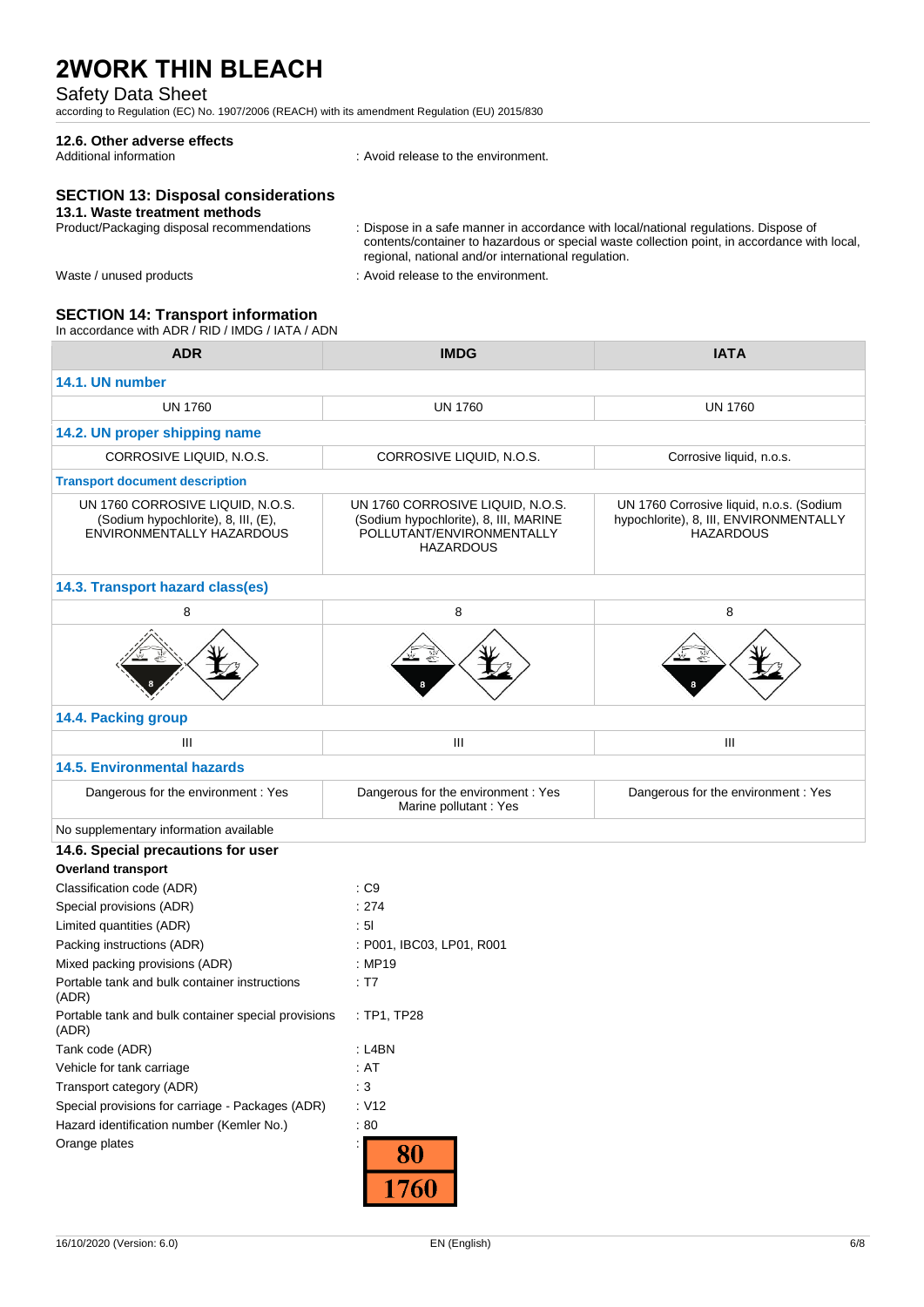### 12.6. Other adverse effects

Additional information : Avoid release to the environment.

## SECTION 13: Disposal considerations

### 13.1. Waste treatment methods

Product/Packaging disposal recommendations : Dispose in a safe manner in accordance with local/national regulations. Dispose of contents/container to hazardous or special waste collection point, in accordance with local, regional, national and/or international regulation.

Waste / unused products : Avoid release to the environment.

## SECTION 14: Transport information

In accordance with ADR / RID / IMDG / IATA / ADN

| ADR | IMDG | IATA |
|---|---|---|
| **14.1. UN number** | | |
| UN 1760 | UN 1760 | UN 1760 |
| **14.2. UN proper shipping name** | | |
| CORROSIVE LIQUID, N.O.S. | CORROSIVE LIQUID, N.O.S. | Corrosive liquid, n.o.s. |
| **Transport document description** | | |
| UN 1760 CORROSIVE LIQUID, N.O.S. (Sodium hypochlorite), 8, III, (E), ENVIRONMENTALLY HAZARDOUS | UN 1760 CORROSIVE LIQUID, N.O.S. (Sodium hypochlorite), 8, III, MARINE POLLUTANT/ENVIRONMENTALLY HAZARDOUS | UN 1760 Corrosive liquid, n.o.s. (Sodium hypochlorite), 8, III, ENVIRONMENTALLY HAZARDOUS |
| **14.3. Transport hazard class(es)** | | |
| 8 | 8 | 8 |
| **14.4. Packing group** | | |
| III | III | III |
| **14.5. Environmental hazards** | | |
| Dangerous for the environment : Yes | Dangerous for the environment : Yes<br>Marine pollutant : Yes | Dangerous for the environment : Yes |

No supplementary information available

### 14.6. Special precautions for user

**Overland transport**

Classification code (ADR) : C9
Special provisions (ADR) : 274
Limited quantities (ADR) : 5l
Packing instructions (ADR) : P001, IBC03, LP01, R001
Mixed packing provisions (ADR) : MP19
Portable tank and bulk container instructions (ADR) : T7
Portable tank and bulk container special provisions (ADR) : TP1, TP28
Tank code (ADR) : L4BN
Vehicle for tank carriage : AT
Transport category (ADR) : 3
Special provisions for carriage - Packages (ADR) : V12
Hazard identification number (Kemler No.) : 80
Orange plates : 80 / 1760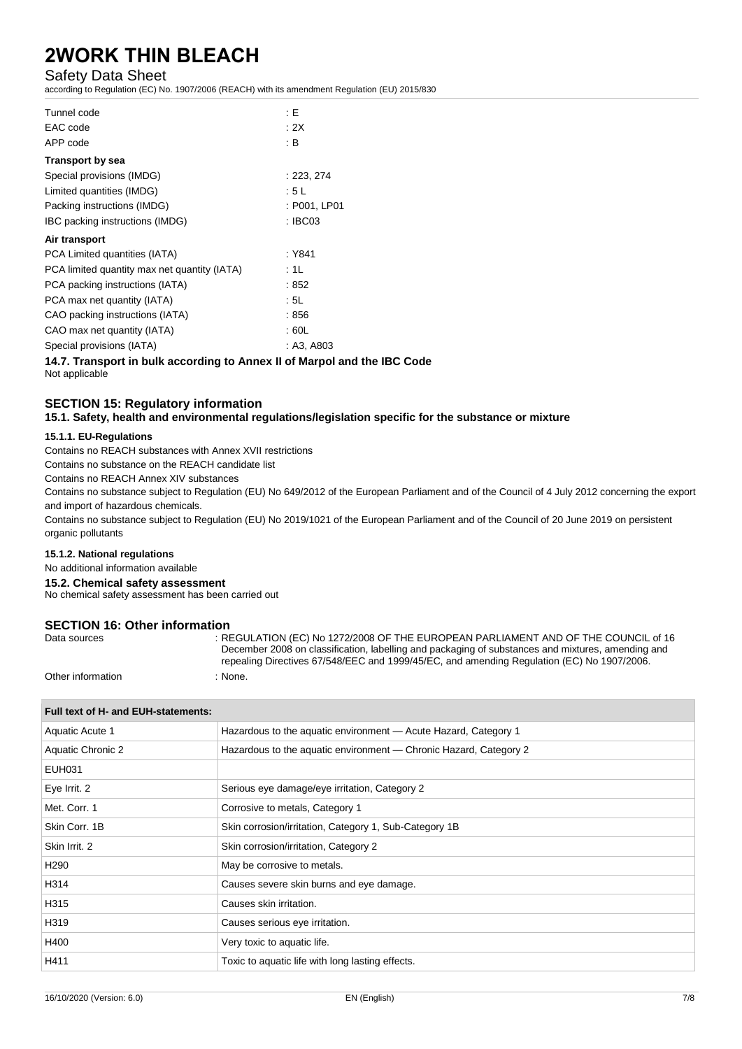| | |
|---|---|
| Tunnel code | : E |
| EAC code | : 2X |
| APP code | : B |

**Transport by sea**

| | |
|---|---|
| Special provisions (IMDG) | : 223, 274 |
| Limited quantities (IMDG) | : 5 L |
| Packing instructions (IMDG) | : P001, LP01 |
| IBC packing instructions (IMDG) | : IBC03 |

**Air transport**

| | |
|---|---|
| PCA Limited quantities (IATA) | : Y841 |
| PCA limited quantity max net quantity (IATA) | : 1L |
| PCA packing instructions (IATA) | : 852 |
| PCA max net quantity (IATA) | : 5L |
| CAO packing instructions (IATA) | : 856 |
| CAO max net quantity (IATA) | : 60L |
| Special provisions (IATA) | : A3, A803 |

### 14.7. Transport in bulk according to Annex II of Marpol and the IBC Code

Not applicable

## SECTION 15: Regulatory information

### 15.1. Safety, health and environmental regulations/legislation specific for the substance or mixture

#### 15.1.1. EU-Regulations

Contains no REACH substances with Annex XVII restrictions

Contains no substance on the REACH candidate list

Contains no REACH Annex XIV substances

Contains no substance subject to Regulation (EU) No 649/2012 of the European Parliament and of the Council of 4 July 2012 concerning the export and import of hazardous chemicals.

Contains no substance subject to Regulation (EU) No 2019/1021 of the European Parliament and of the Council of 20 June 2019 on persistent organic pollutants

#### 15.1.2. National regulations

No additional information available

### 15.2. Chemical safety assessment

No chemical safety assessment has been carried out

## SECTION 16: Other information

| | |
|---|---|
| Data sources | : REGULATION (EC) No 1272/2008 OF THE EUROPEAN PARLIAMENT AND OF THE COUNCIL of 16 December 2008 on classification, labelling and packaging of substances and mixtures, amending and repealing Directives 67/548/EEC and 1999/45/EC, and amending Regulation (EC) No 1907/2006. |
| Other information | : None. |

| Full text of H- and EUH-statements: | |
|---|---|
| Aquatic Acute 1 | Hazardous to the aquatic environment — Acute Hazard, Category 1 |
| Aquatic Chronic 2 | Hazardous to the aquatic environment — Chronic Hazard, Category 2 |
| EUH031 | |
| Eye Irrit. 2 | Serious eye damage/eye irritation, Category 2 |
| Met. Corr. 1 | Corrosive to metals, Category 1 |
| Skin Corr. 1B | Skin corrosion/irritation, Category 1, Sub-Category 1B |
| Skin Irrit. 2 | Skin corrosion/irritation, Category 2 |
| H290 | May be corrosive to metals. |
| H314 | Causes severe skin burns and eye damage. |
| H315 | Causes skin irritation. |
| H319 | Causes serious eye irritation. |
| H400 | Very toxic to aquatic life. |
| H411 | Toxic to aquatic life with long lasting effects. |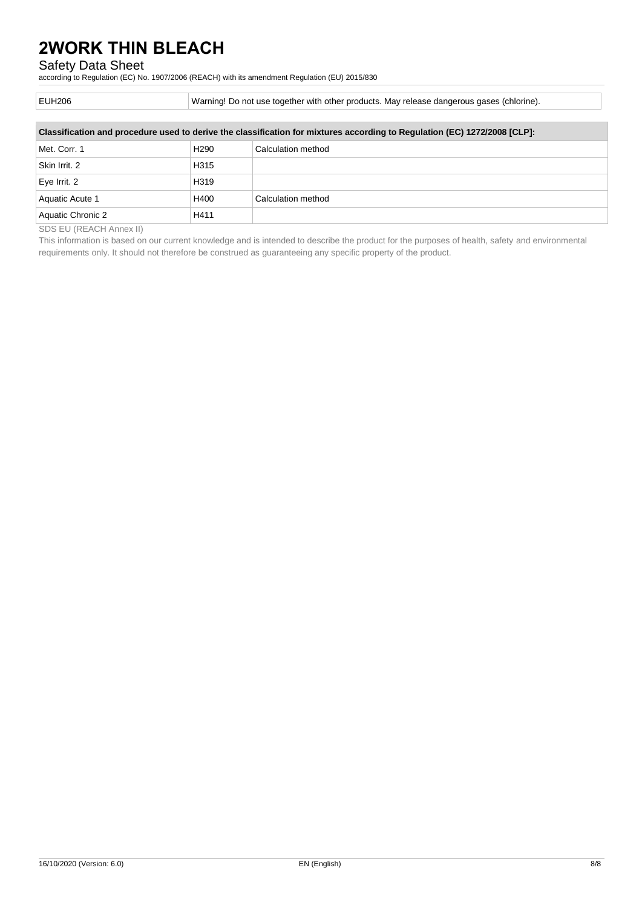| | |
|---|---|
| EUH206 | Warning! Do not use together with other products. May release dangerous gases (chlorine). |

| Classification and procedure used to derive the classification for mixtures according to Regulation (EC) 1272/2008 [CLP]: | | |
|---|---|---|
| Met. Corr. 1 | H290 | Calculation method |
| Skin Irrit. 2 | H315 | |
| Eye Irrit. 2 | H319 | |
| Aquatic Acute 1 | H400 | Calculation method |
| Aquatic Chronic 2 | H411 | |

SDS EU (REACH Annex II)

This information is based on our current knowledge and is intended to describe the product for the purposes of health, safety and environmental requirements only. It should not therefore be construed as guaranteeing any specific property of the product.